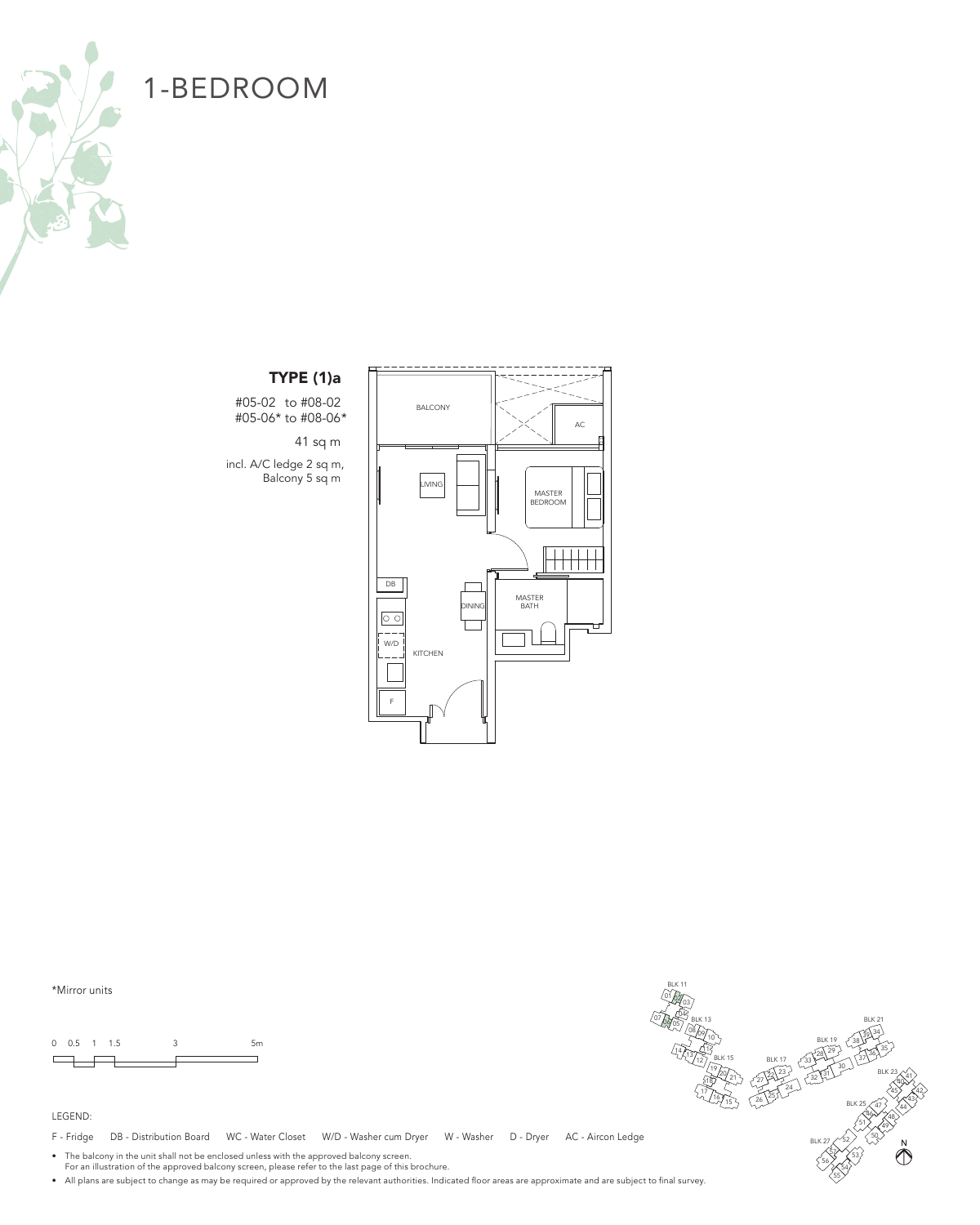# 1-BEDROOM

## TYPE (1)a

#05-02 to #08-02
#05-06* to #08-06*

41 sq m

incl. A/C ledge 2 sq m,
Balcony 5 sq m

BALCONY

AC

LIVING

MASTER BEDROOM

DB

DINING

MASTER BATH

W/D

KITCHEN

F

*Mirror units

0 0.5 1 1.5 3 5m

LEGEND:

F - Fridge DB - Distribution Board WC - Water Closet W/D - Washer cum Dryer W - Washer D - Dryer AC - Aircon Ledge

- The balcony in the unit shall not be enclosed unless with the approved balcony screen.
  For an illustration of the approved balcony screen, please refer to the last page of this brochure.
- All plans are subject to change as may be required or approved by the relevant authorities. Indicated floor areas are approximate and are subject to final survey.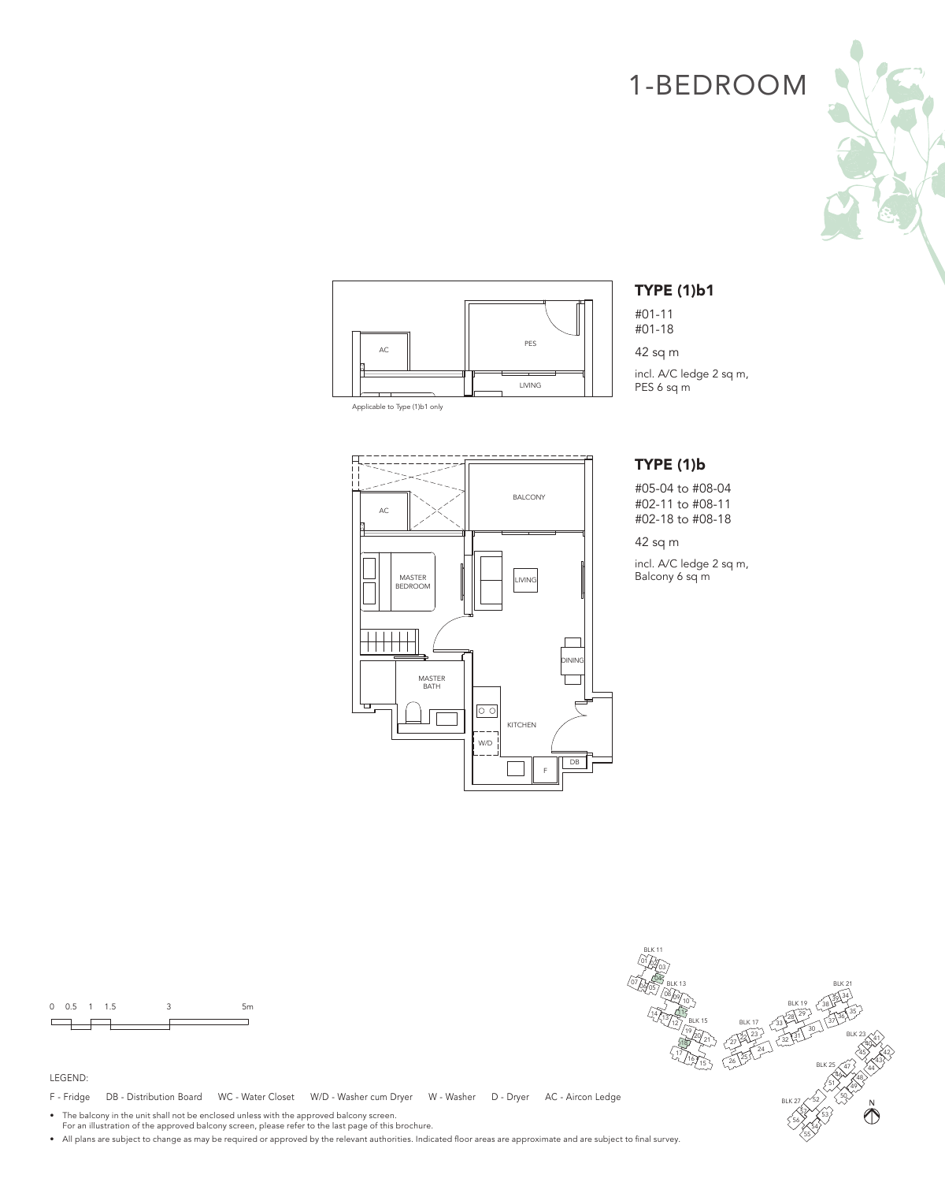# 1-BEDROOM

Applicable to Type (1)b1 only

## TYPE (1)b1

#01-11
#01-18

42 sq m

incl. A/C ledge 2 sq m,
PES 6 sq m

## TYPE (1)b

#05-04 to #08-04
#02-11 to #08-11
#02-18 to #08-18

42 sq m

incl. A/C ledge 2 sq m,
Balcony 6 sq m

LEGEND:

F - Fridge DB - Distribution Board WC - Water Closet W/D - Washer cum Dryer W - Washer D - Dryer AC - Aircon Ledge

- The balcony in the unit shall not be enclosed unless with the approved balcony screen.
  For an illustration of the approved balcony screen, please refer to the last page of this brochure.
- All plans are subject to change as may be required or approved by the relevant authorities. Indicated floor areas are approximate and are subject to final survey.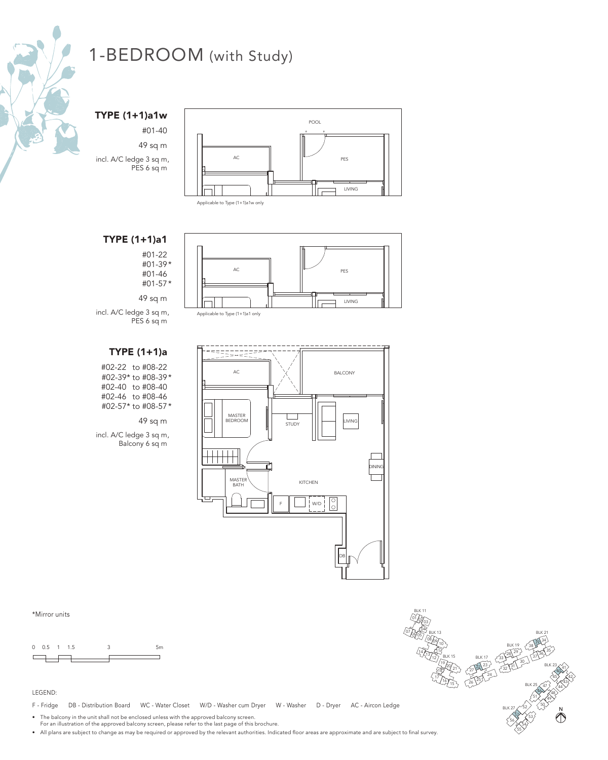# 1-BEDROOM (with Study)

### TYPE (1+1)a1w

#01-40

49 sq m

incl. A/C ledge 3 sq m, PES 6 sq m

Applicable to Type (1+1)a1w only

### TYPE (1+1)a1

#01-22
#01-39*
#01-46
#01-57*

49 sq m

incl. A/C ledge 3 sq m, PES 6 sq m

Applicable to Type (1+1)a1 only

### TYPE (1+1)a

#02-22 to #08-22
#02-39* to #08-39*
#02-40 to #08-40
#02-46 to #08-46
#02-57* to #08-57*

49 sq m

incl. A/C ledge 3 sq m, Balcony 6 sq m

*Mirror units

LEGEND:

F - Fridge   DB - Distribution Board   WC - Water Closet   W/D - Washer cum Dryer   W - Washer   D - Dryer   AC - Aircon Ledge

- The balcony in the unit shall not be enclosed unless with the approved balcony screen.
  For an illustration of the approved balcony screen, please refer to the last page of this brochure.
- All plans are subject to change as may be required or approved by the relevant authorities. Indicated floor areas are approximate and are subject to final survey.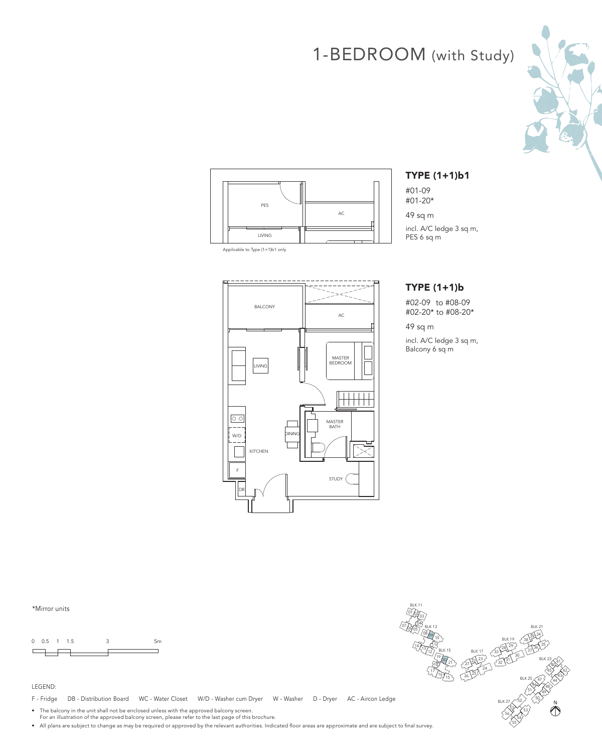# 1-BEDROOM (with Study)

Applicable to Type (1+1)b1 only

## TYPE (1+1)b1

#01-09
#01-20*

49 sq m

incl. A/C ledge 3 sq m,
PES 6 sq m

## TYPE (1+1)b

#02-09 to #08-09
#02-20* to #08-20*

49 sq m

incl. A/C ledge 3 sq m,
Balcony 6 sq m

*Mirror units

LEGEND:

F - Fridge DB - Distribution Board WC - Water Closet W/D - Washer cum Dryer W - Washer D - Dryer AC - Aircon Ledge

- The balcony in the unit shall not be enclosed unless with the approved balcony screen.
  For an illustration of the approved balcony screen, please refer to the last page of this brochure.
- All plans are subject to change as may be required or approved by the relevant authorities. Indicated floor areas are approximate and are subject to final survey.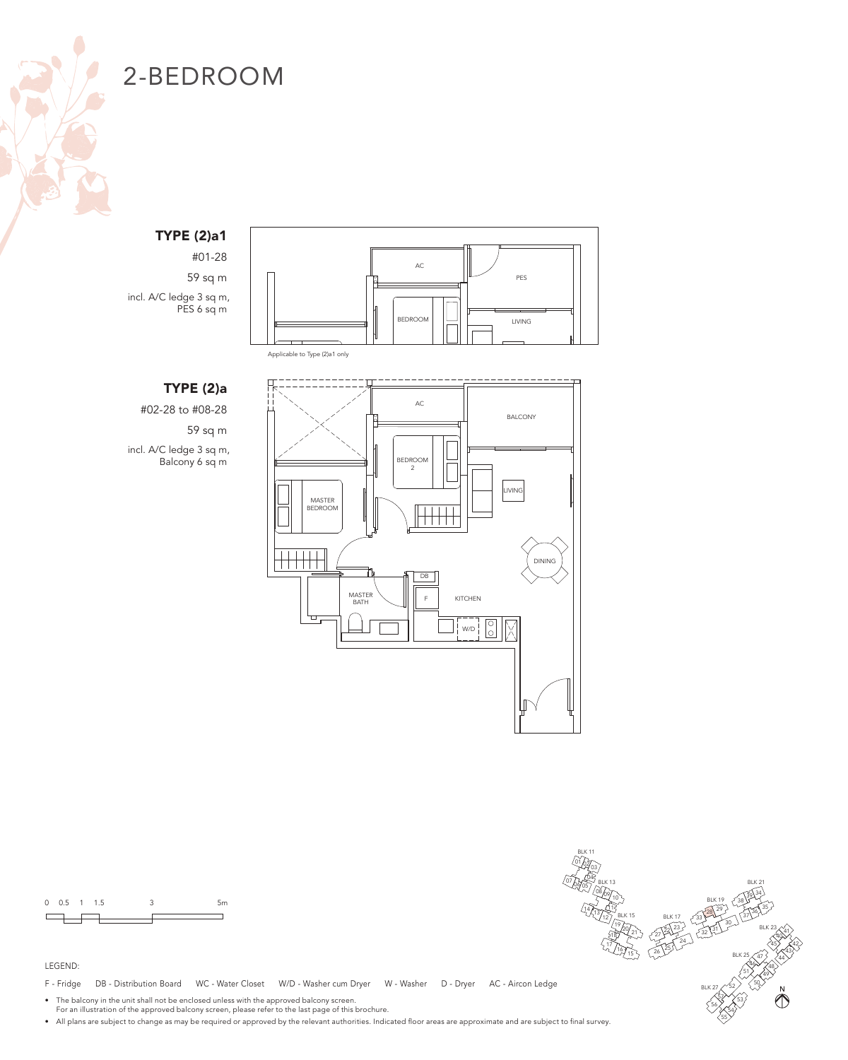# 2-BEDROOM

**TYPE (2)a1**

#01-28

59 sq m

incl. A/C ledge 3 sq m, PES 6 sq m

Applicable to Type (2)a1 only

**TYPE (2)a**

#02-28 to #08-28

59 sq m

incl. A/C ledge 3 sq m, Balcony 6 sq m

LEGEND:

F - Fridge DB - Distribution Board WC - Water Closet W/D - Washer cum Dryer W - Washer D - Dryer AC - Aircon Ledge

- The balcony in the unit shall not be enclosed unless with the approved balcony screen. For an illustration of the approved balcony screen, please refer to the last page of this brochure.
- All plans are subject to change as may be required or approved by the relevant authorities. Indicated floor areas are approximate and are subject to final survey.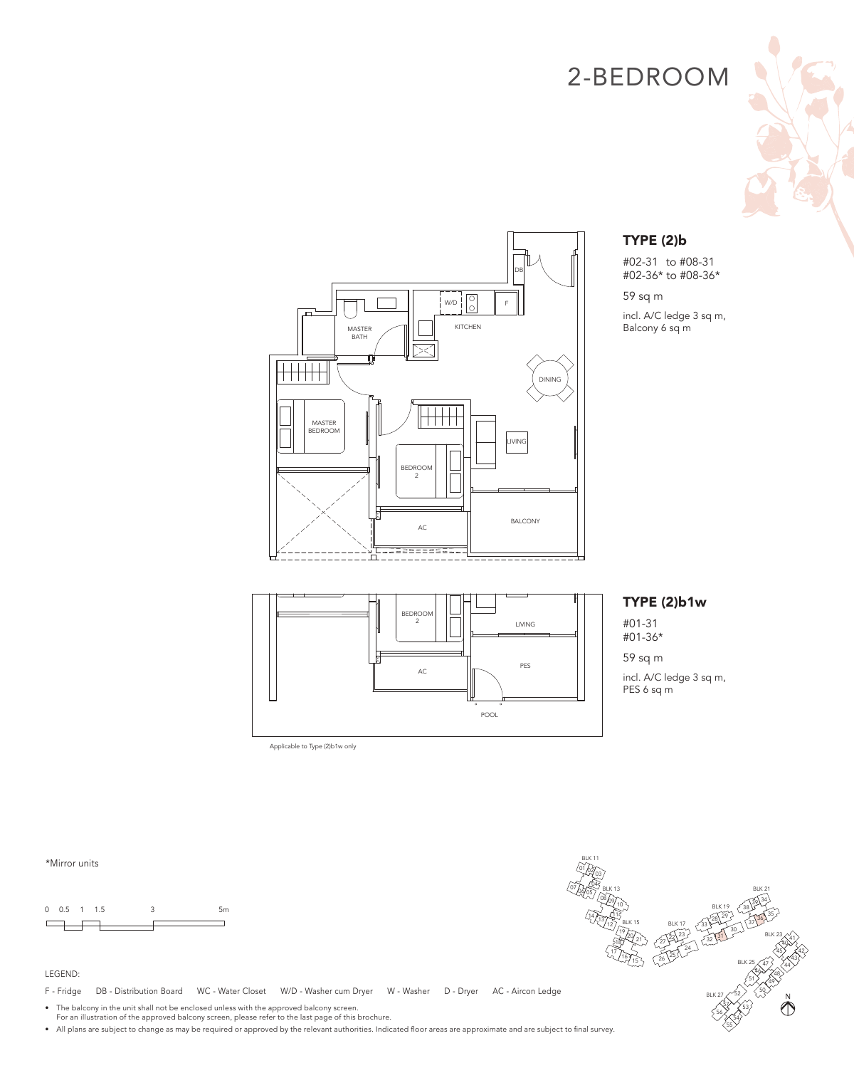# 2-BEDROOM

## TYPE (2)b

#02-31 to #08-31
#02-36* to #08-36*

59 sq m

incl. A/C ledge 3 sq m,
Balcony 6 sq m

## TYPE (2)b1w

#01-31
#01-36*

59 sq m

incl. A/C ledge 3 sq m,
PES 6 sq m

Applicable to Type (2)b1w only

*Mirror units

LEGEND:

F - Fridge DB - Distribution Board WC - Water Closet W/D - Washer cum Dryer W - Washer D - Dryer AC - Aircon Ledge

- The balcony in the unit shall not be enclosed unless with the approved balcony screen.
  For an illustration of the approved balcony screen, please refer to the last page of this brochure.
- All plans are subject to change as may be required or approved by the relevant authorities. Indicated floor areas are approximate and are subject to final survey.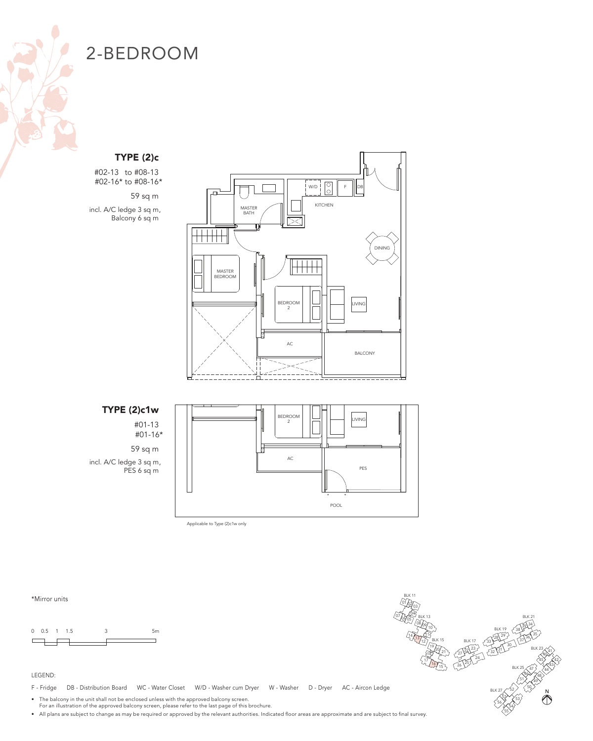# 2-BEDROOM

## TYPE (2)c

#02-13 to #08-13
#02-16* to #08-16*

59 sq m

incl. A/C ledge 3 sq m,
Balcony 6 sq m

MASTER BATH

W/D

F

DB

KITCHEN

DINING

MASTER BEDROOM

BEDROOM 2

LIVING

AC

BALCONY

## TYPE (2)c1w

#01-13
#01-16*

59 sq m

incl. A/C ledge 3 sq m,
PES 6 sq m

BEDROOM 2

LIVING

AC

PES

POOL

Applicable to Type (2)c1w only

*Mirror units

0 0.5 1 1.5 3 5m

BLK 11, BLK 13, BLK 15, BLK 17, BLK 19, BLK 21, BLK 23, BLK 25, BLK 27

N

LEGEND:

F - Fridge DB - Distribution Board WC - Water Closet W/D - Washer cum Dryer W - Washer D - Dryer AC - Aircon Ledge

- The balcony in the unit shall not be enclosed unless with the approved balcony screen.
  For an illustration of the approved balcony screen, please refer to the last page of this brochure.
- All plans are subject to change as may be required or approved by the relevant authorities. Indicated floor areas are approximate and are subject to final survey.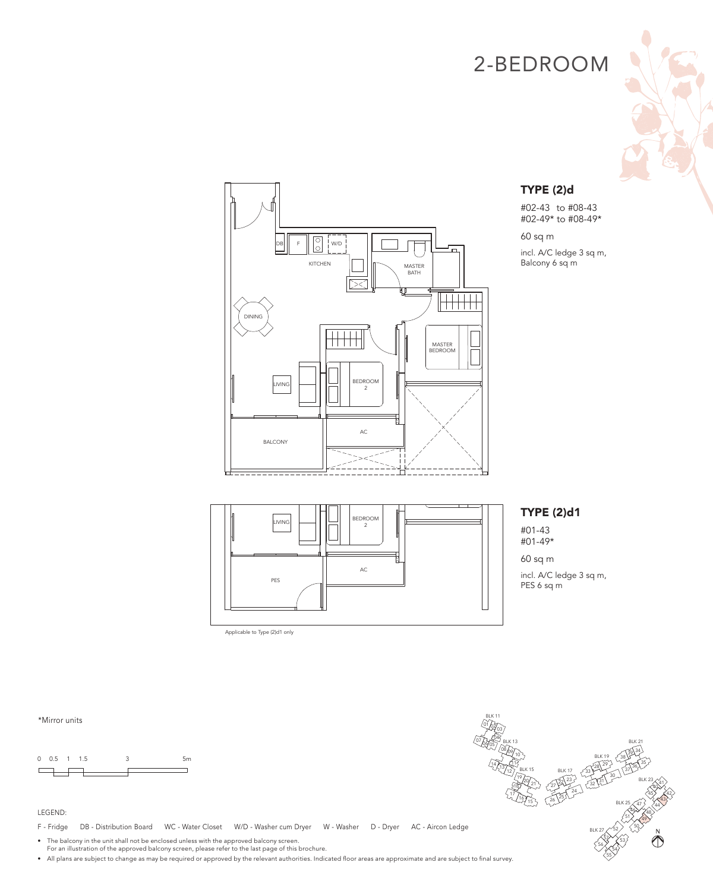# 2-BEDROOM

## TYPE (2)d

#02-43 to #08-43
#02-49* to #08-49*

60 sq m

incl. A/C ledge 3 sq m,
Balcony 6 sq m

## TYPE (2)d1

#01-43
#01-49*

60 sq m

incl. A/C ledge 3 sq m,
PES 6 sq m

Applicable to Type (2)d1 only

*Mirror units

0 0.5 1 1.5 3 5m

LEGEND:

F - Fridge DB - Distribution Board WC - Water Closet W/D - Washer cum Dryer W - Washer D - Dryer AC - Aircon Ledge

- The balcony in the unit shall not be enclosed unless with the approved balcony screen.
  For an illustration of the approved balcony screen, please refer to the last page of this brochure.
- All plans are subject to change as may be required or approved by the relevant authorities. Indicated floor areas are approximate and are subject to final survey.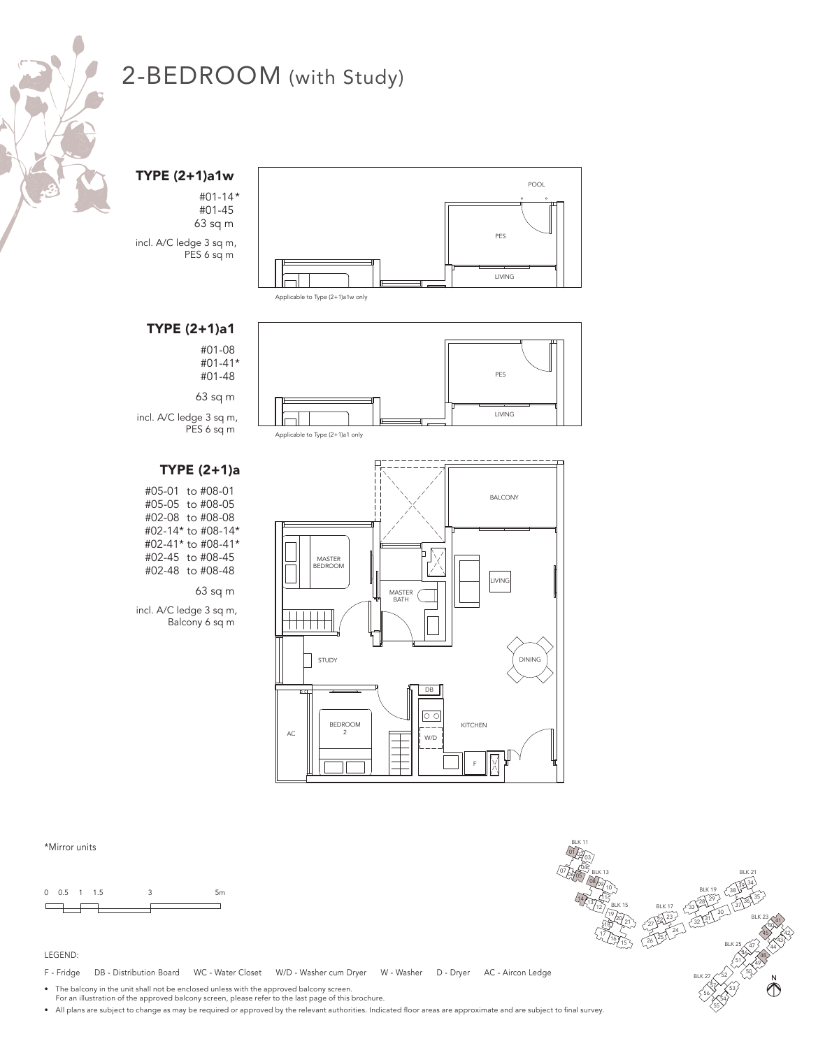# 2-BEDROOM (with Study)

## TYPE (2+1)a1w

#01-14*
#01-45
63 sq m

incl. A/C ledge 3 sq m,
PES 6 sq m

POOL

PES

LIVING

Applicable to Type (2+1)a1w only

## TYPE (2+1)a1

#01-08
#01-41*
#01-48

63 sq m

incl. A/C ledge 3 sq m,
PES 6 sq m

PES

LIVING

Applicable to Type (2+1)a1 only

## TYPE (2+1)a

#05-01 to #08-01
#05-05 to #08-05
#02-08 to #08-08
#02-14* to #08-14*
#02-41* to #08-41*
#02-45 to #08-45
#02-48 to #08-48

63 sq m

incl. A/C ledge 3 sq m,
Balcony 6 sq m

BALCONY

MASTER BEDROOM

MASTER BATH

LIVING

STUDY

DINING

DB

BEDROOM 2

AC

W/D

KITCHEN

F

*Mirror units

0 0.5 1 1.5 3 5m

BLK 11 BLK 13 BLK 15 BLK 17 BLK 19 BLK 21 BLK 23 BLK 25 BLK 27

N

LEGEND:

F - Fridge DB - Distribution Board WC - Water Closet W/D - Washer cum Dryer W - Washer D - Dryer AC - Aircon Ledge

- The balcony in the unit shall not be enclosed unless with the approved balcony screen. For an illustration of the approved balcony screen, please refer to the last page of this brochure.
- All plans are subject to change as may be required or approved by the relevant authorities. Indicated floor areas are approximate and are subject to final survey.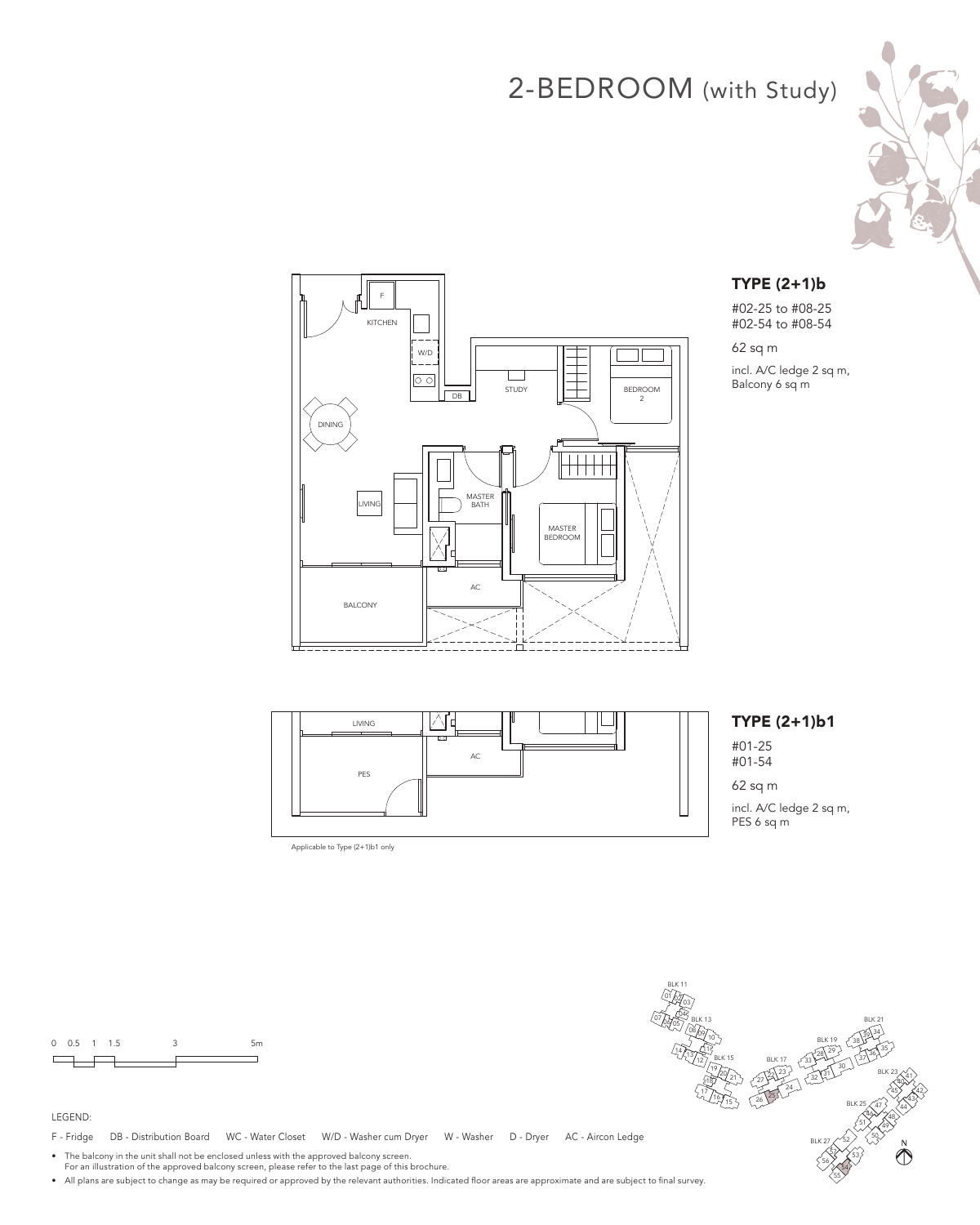# 2-BEDROOM (with Study)

KITCHEN

F

W/D

DB

STUDY

BEDROOM 2

DINING

LIVING

MASTER BATH

MASTER BEDROOM

AC

BALCONY

### TYPE (2+1)b

#02-25 to #08-25
#02-54 to #08-54

62 sq m

incl. A/C ledge 2 sq m,
Balcony 6 sq m

LIVING

AC

PES

Applicable to Type (2+1)b1 only

### TYPE (2+1)b1

#01-25
#01-54

62 sq m

incl. A/C ledge 2 sq m,
PES 6 sq m

0 0.5 1 1.5 3 5m

BLK 11, BLK 13, BLK 15, BLK 17, BLK 19, BLK 21, BLK 23, BLK 25, BLK 27

N

LEGEND:

F - Fridge DB - Distribution Board WC - Water Closet W/D - Washer cum Dryer W - Washer D - Dryer AC - Aircon Ledge

- The balcony in the unit shall not be enclosed unless with the approved balcony screen. For an illustration of the approved balcony screen, please refer to the last page of this brochure.
- All plans are subject to change as may be required or approved by the relevant authorities. Indicated floor areas are approximate and are subject to final survey.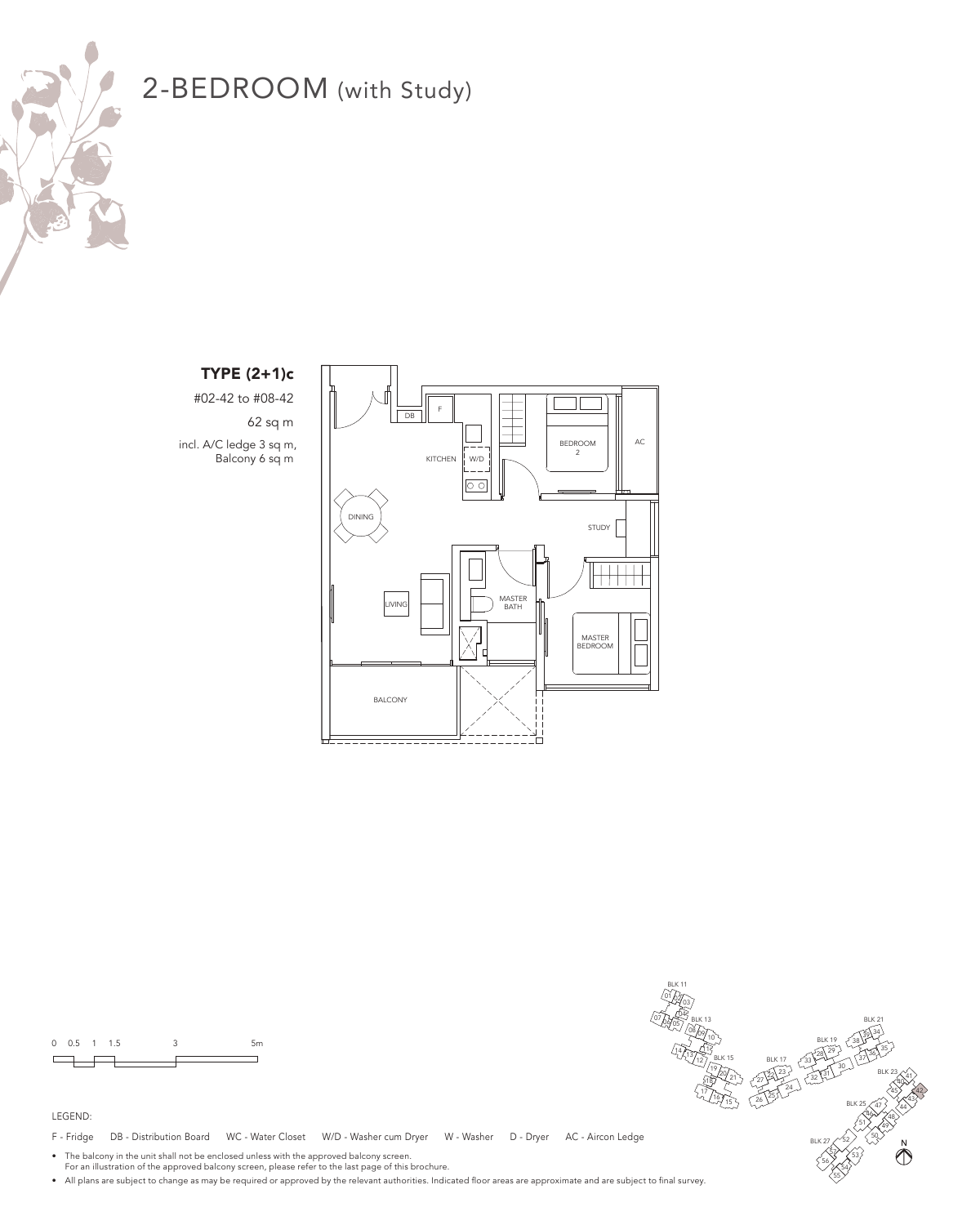# 2-BEDROOM (with Study)

## TYPE (2+1)c

#02-42 to #08-42

62 sq m

incl. A/C ledge 3 sq m, Balcony 6 sq m

DB F KITCHEN W/D BEDROOM 2 AC DINING STUDY LIVING MASTER BATH MASTER BEDROOM BALCONY

0 0.5 1 1.5 3 5m

BLK 11 BLK 13 BLK 15 BLK 17 BLK 19 BLK 21 BLK 23 BLK 25 BLK 27

N

LEGEND:

F - Fridge DB - Distribution Board WC - Water Closet W/D - Washer cum Dryer W - Washer D - Dryer AC - Aircon Ledge

- The balcony in the unit shall not be enclosed unless with the approved balcony screen. For an illustration of the approved balcony screen, please refer to the last page of this brochure.
- All plans are subject to change as may be required or approved by the relevant authorities. Indicated floor areas are approximate and are subject to final survey.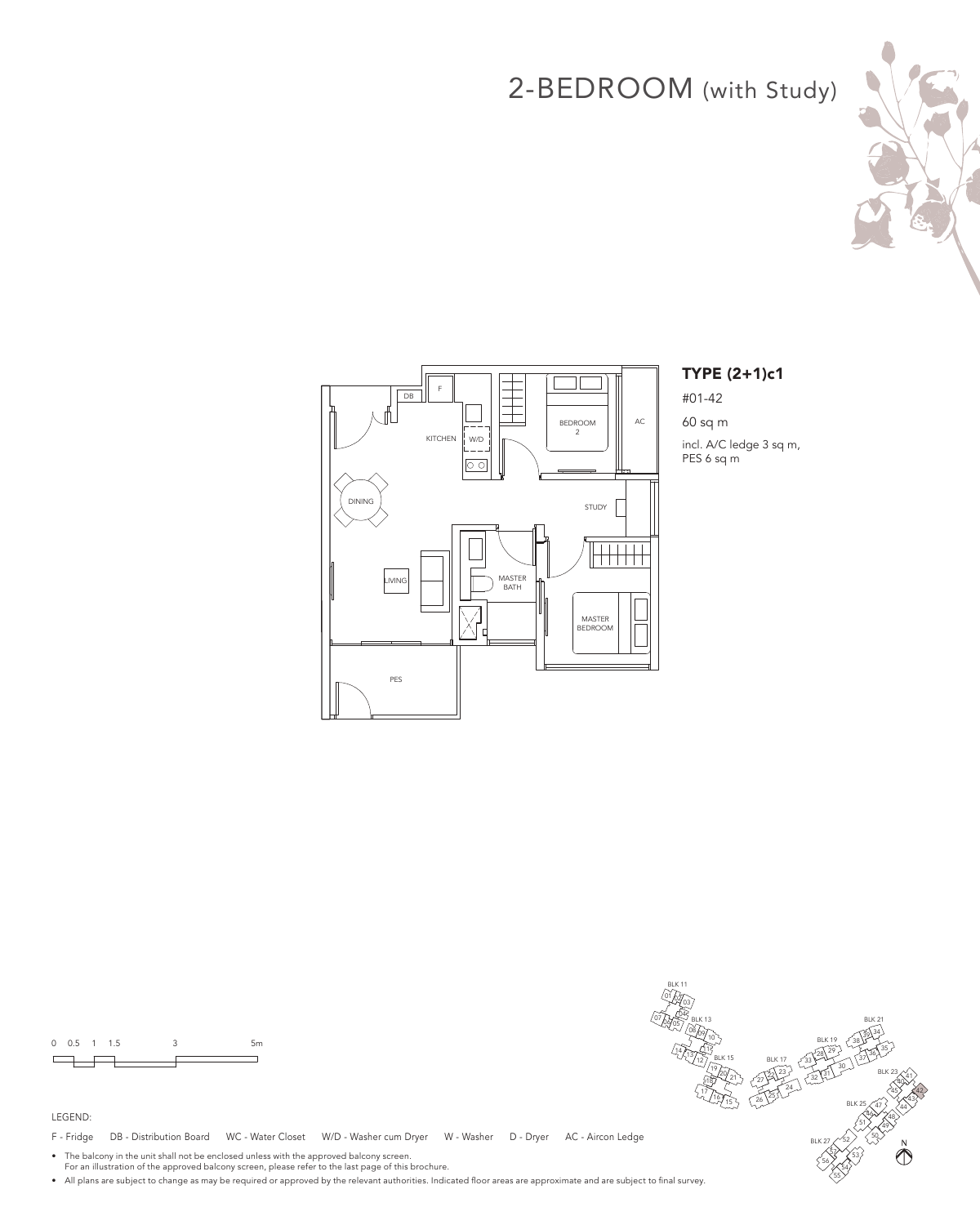# 2-BEDROOM (with Study)

## TYPE (2+1)c1

#01-42

60 sq m

incl. A/C ledge 3 sq m, PES 6 sq m

DB F KITCHEN W/D BEDROOM 2 AC DINING STUDY LIVING MASTER BATH MASTER BEDROOM PES

0 0.5 1 1.5 3 5m

BLK 11 BLK 13 BLK 15 BLK 17 BLK 19 BLK 21 BLK 23 BLK 25 BLK 27 N

LEGEND:

F - Fridge DB - Distribution Board WC - Water Closet W/D - Washer cum Dryer W - Washer D - Dryer AC - Aircon Ledge

- The balcony in the unit shall not be enclosed unless with the approved balcony screen.
  For an illustration of the approved balcony screen, please refer to the last page of this brochure.
- All plans are subject to change as may be required or approved by the relevant authorities. Indicated floor areas are approximate and are subject to final survey.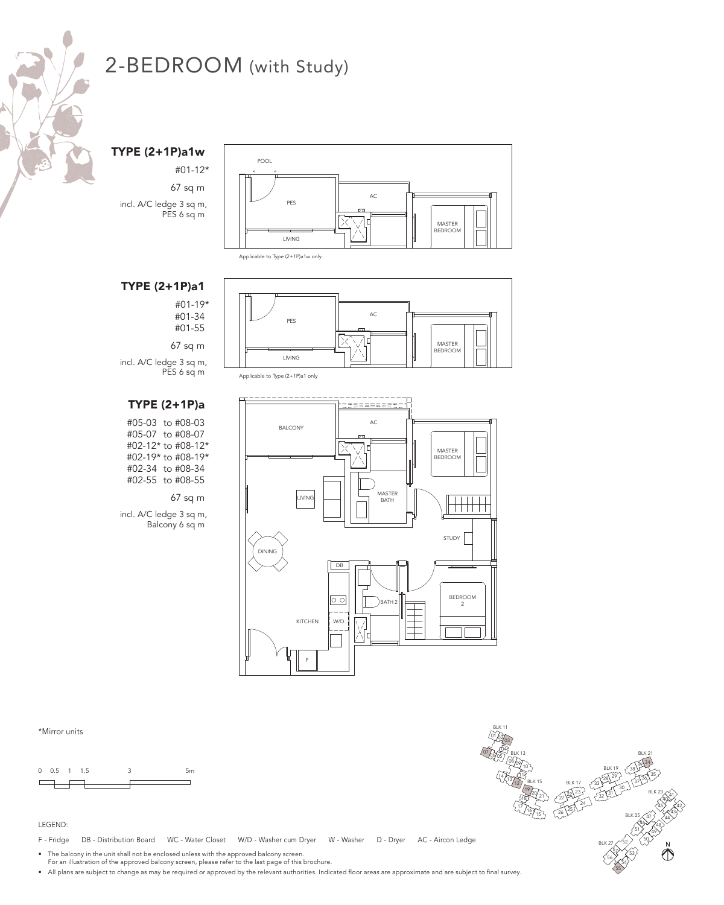# 2-BEDROOM (with Study)

**TYPE (2+1P)a1w**

#01-12*

67 sq m

incl. A/C ledge 3 sq m, PES 6 sq m

Applicable to Type (2+1P)a1w only

**TYPE (2+1P)a1**

#01-19*
#01-34
#01-55

67 sq m

incl. A/C ledge 3 sq m, PES 6 sq m

Applicable to Type (2+1P)a1 only

**TYPE (2+1P)a**

#05-03 to #08-03
#05-07 to #08-07
#02-12* to #08-12*
#02-19* to #08-19*
#02-34 to #08-34
#02-55 to #08-55

67 sq m

incl. A/C ledge 3 sq m, Balcony 6 sq m

*Mirror units

LEGEND:

F - Fridge DB - Distribution Board WC - Water Closet W/D - Washer cum Dryer W - Washer D - Dryer AC - Aircon Ledge

- The balcony in the unit shall not be enclosed unless with the approved balcony screen. For an illustration of the approved balcony screen, please refer to the last page of this brochure.
- All plans are subject to change as may be required or approved by the relevant authorities. Indicated floor areas are approximate and are subject to final survey.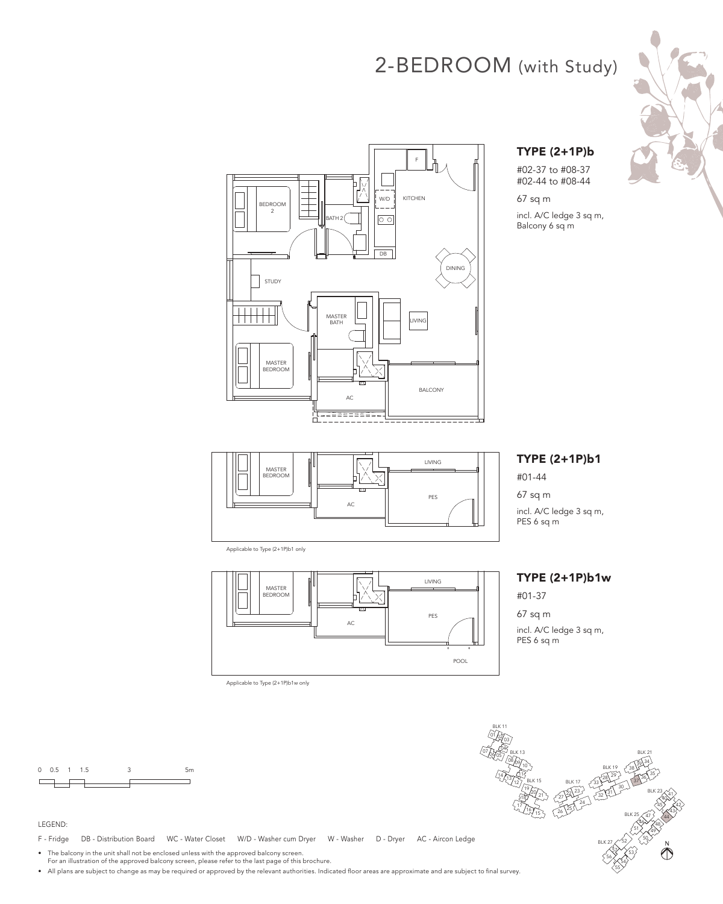# 2-BEDROOM (with Study)

### TYPE (2+1P)b

#02-37 to #08-37
#02-44 to #08-44

67 sq m

incl. A/C ledge 3 sq m, Balcony 6 sq m

BEDROOM 2

BATH 2

W/D

KITCHEN

F

DB

DINING

STUDY

MASTER BATH

LIVING

MASTER BEDROOM

AC

BALCONY

### TYPE (2+1P)b1

#01-44

67 sq m

incl. A/C ledge 3 sq m, PES 6 sq m

MASTER BEDROOM

LIVING

AC

PES

Applicable to Type (2+1P)b1 only

### TYPE (2+1P)b1w

#01-37

67 sq m

incl. A/C ledge 3 sq m, PES 6 sq m

MASTER BEDROOM

LIVING

AC

PES

POOL

Applicable to Type (2+1P)b1w only

0 0.5 1 1.5 3 5m

BLK 11, BLK 13, BLK 15, BLK 17, BLK 19, BLK 21, BLK 23, BLK 25, BLK 27

N

LEGEND:

F - Fridge DB - Distribution Board WC - Water Closet W/D - Washer cum Dryer W - Washer D - Dryer AC - Aircon Ledge

- The balcony in the unit shall not be enclosed unless with the approved balcony screen. For an illustration of the approved balcony screen, please refer to the last page of this brochure.
- All plans are subject to change as may be required or approved by the relevant authorities. Indicated floor areas are approximate and are subject to final survey.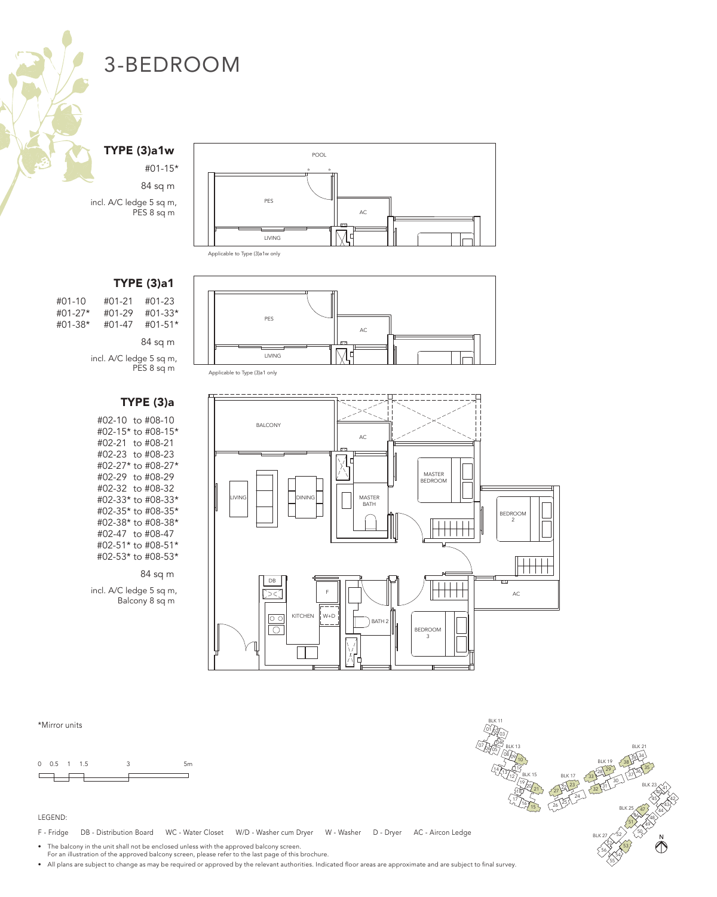# 3-BEDROOM

## TYPE (3)a1w

#01-15*

84 sq m

incl. A/C ledge 5 sq m, PES 8 sq m

POOL

PES

AC

LIVING

Applicable to Type (3)a1w only

## TYPE (3)a1

| | | |
|---|---|---|
| #01-10 | #01-21 | #01-23 |
| #01-27* | #01-29 | #01-33* |
| #01-38* | #01-47 | #01-51* |

84 sq m

incl. A/C ledge 5 sq m, PES 8 sq m

PES

AC

LIVING

Applicable to Type (3)a1 only

## TYPE (3)a

#02-10 to #08-10
#02-15* to #08-15*
#02-21 to #08-21
#02-23 to #08-23
#02-27* to #08-27*
#02-29 to #08-29
#02-32 to #08-32
#02-33* to #08-33*
#02-35* to #08-35*
#02-38* to #08-38*
#02-47 to #08-47
#02-51* to #08-51*
#02-53* to #08-53*

84 sq m

incl. A/C ledge 5 sq m, Balcony 8 sq m

BALCONY

AC

LIVING

DINING

MASTER BEDROOM

MASTER BATH

BEDROOM 2

DB

F

KITCHEN

W+D

BATH 2

BEDROOM 3

AC

*Mirror units

0 0.5 1 1.5 3 5m

BLK 11, BLK 13, BLK 15, BLK 17, BLK 19, BLK 21, BLK 23, BLK 25, BLK 27

N

LEGEND:

F - Fridge DB - Distribution Board WC - Water Closet W/D - Washer cum Dryer W - Washer D - Dryer AC - Aircon Ledge

- The balcony in the unit shall not be enclosed unless with the approved balcony screen. For an illustration of the approved balcony screen, please refer to the last page of this brochure.
- All plans are subject to change as may be required or approved by the relevant authorities. Indicated floor areas are approximate and are subject to final survey.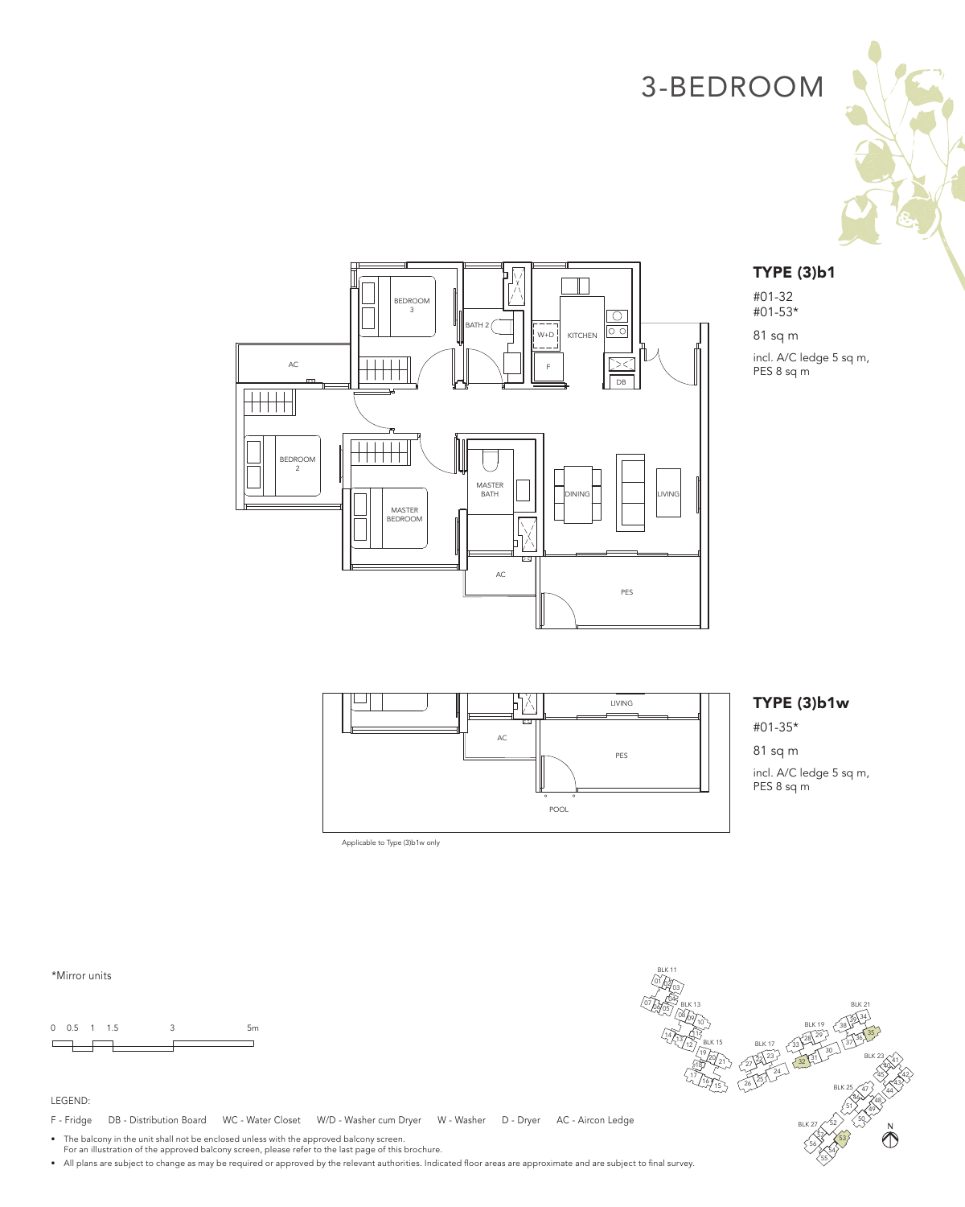# 3-BEDROOM

## TYPE (3)b1

#01-32
#01-53*

81 sq m

incl. A/C ledge 5 sq m,
PES 8 sq m

## TYPE (3)b1w

#01-35*

81 sq m

incl. A/C ledge 5 sq m,
PES 8 sq m

Applicable to Type (3)b1w only

*Mirror units

0 0.5 1 1.5 3 5m

LEGEND:

F - Fridge DB - Distribution Board WC - Water Closet W/D - Washer cum Dryer W - Washer D - Dryer AC - Aircon Ledge

- The balcony in the unit shall not be enclosed unless with the approved balcony screen. For an illustration of the approved balcony screen, please refer to the last page of this brochure.
- All plans are subject to change as may be required or approved by the relevant authorities. Indicated floor areas are approximate and are subject to final survey.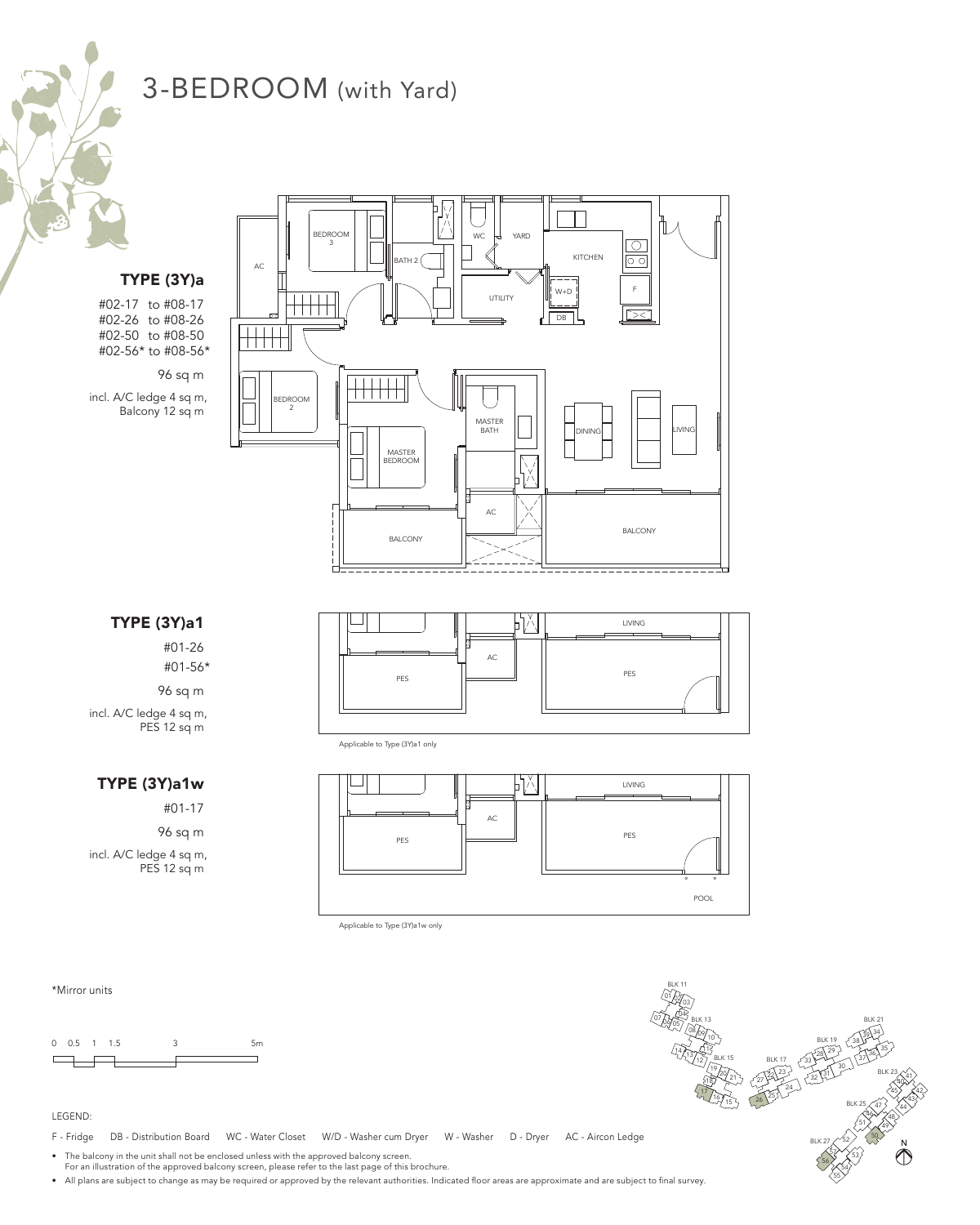# 3-BEDROOM (with Yard)

## TYPE (3Y)a

#02-17 to #08-17
#02-26 to #08-26
#02-50 to #08-50
#02-56* to #08-56*

96 sq m

incl. A/C ledge 4 sq m, Balcony 12 sq m

BEDROOM 3 · BATH 2 · WC · YARD · KITCHEN · AC · UTILITY · W+D · DB · F · BEDROOM 2 · MASTER BATH · DINING · LIVING · MASTER BEDROOM · AC · BALCONY · BALCONY

## TYPE (3Y)a1

#01-26
#01-56*

96 sq m

incl. A/C ledge 4 sq m, PES 12 sq m

LIVING · AC · PES · PES

Applicable to Type (3Y)a1 only

## TYPE (3Y)a1w

#01-17

96 sq m

incl. A/C ledge 4 sq m, PES 12 sq m

LIVING · AC · PES · PES · POOL

Applicable to Type (3Y)a1w only

*Mirror units

0 0.5 1 1.5 3 5m

LEGEND:

F - Fridge DB - Distribution Board WC - Water Closet W/D - Washer cum Dryer W - Washer D - Dryer AC - Aircon Ledge

- The balcony in the unit shall not be enclosed unless with the approved balcony screen. For an illustration of the approved balcony screen, please refer to the last page of this brochure.
- All plans are subject to change as may be required or approved by the relevant authorities. Indicated floor areas are approximate and are subject to final survey.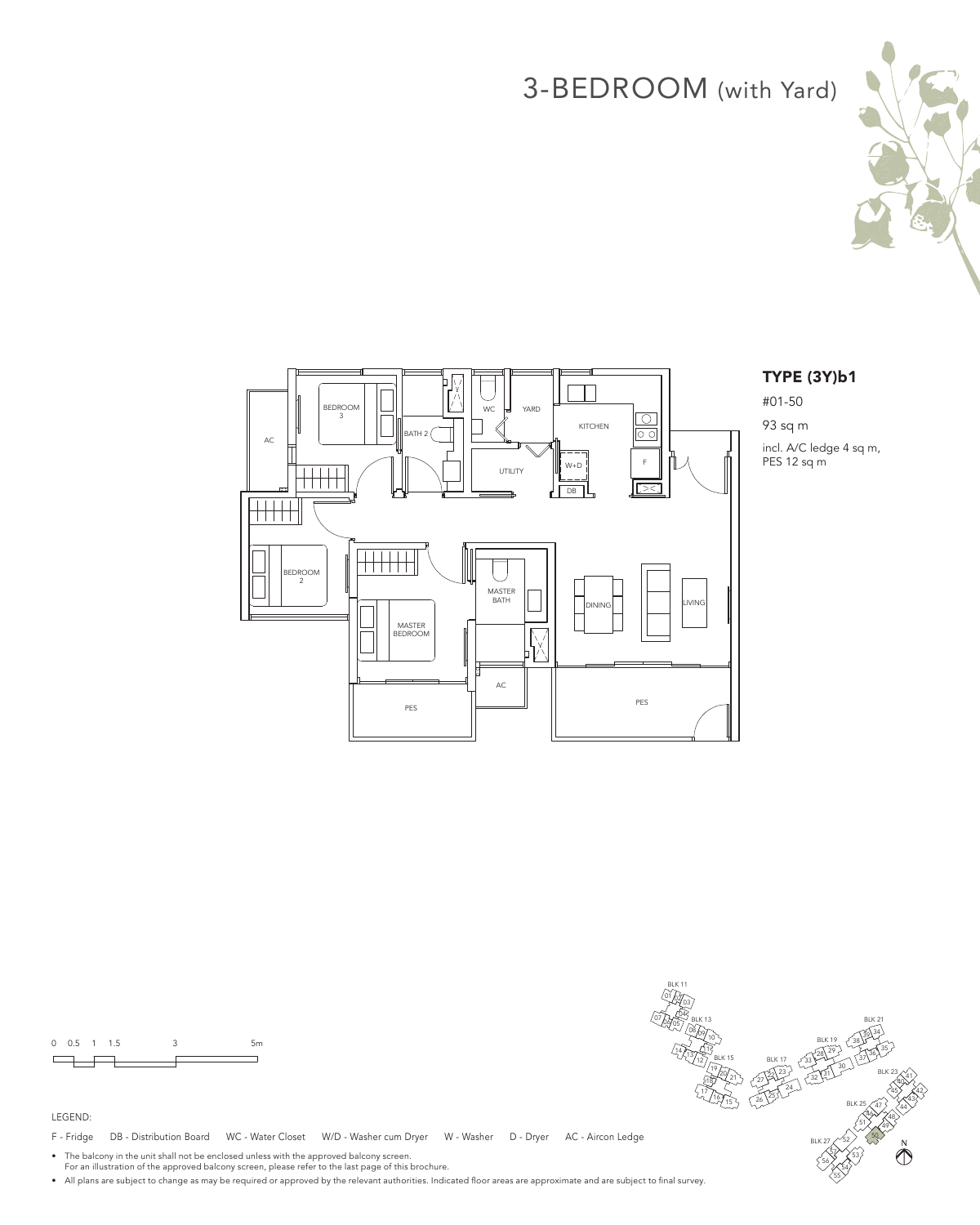# 3-BEDROOM (with Yard)

## TYPE (3Y)b1

#01-50

93 sq m

incl. A/C ledge 4 sq m, PES 12 sq m

BEDROOM 3

AC

BATH 2

WC

YARD

KITCHEN

UTILITY

W+D

DB

F

BEDROOM 2

MASTER BEDROOM

MASTER BATH

DINING

LIVING

AC

PES

PES

0 0.5 1 1.5 3 5m

LEGEND:

F - Fridge DB - Distribution Board WC - Water Closet W/D - Washer cum Dryer W - Washer D - Dryer AC - Aircon Ledge

- The balcony in the unit shall not be enclosed unless with the approved balcony screen.
  For an illustration of the approved balcony screen, please refer to the last page of this brochure.
- All plans are subject to change as may be required or approved by the relevant authorities. Indicated floor areas are approximate and are subject to final survey.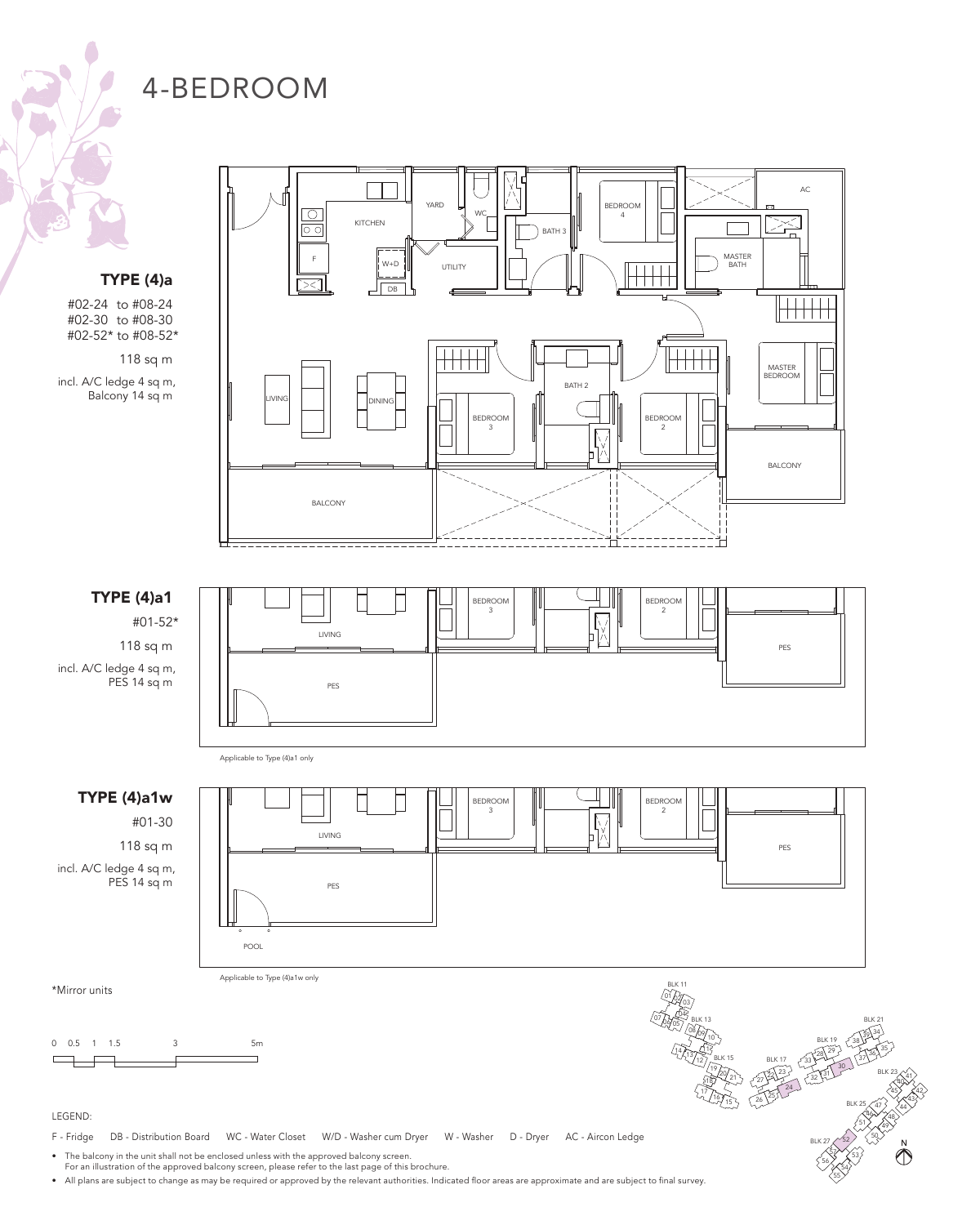# 4-BEDROOM

**TYPE (4)a**

#02-24 to #08-24
#02-30 to #08-30
#02-52* to #08-52*

118 sq m

incl. A/C ledge 4 sq m, Balcony 14 sq m

KITCHEN, YARD, WC, BATH 3, BEDROOM 4, AC, MASTER BATH, UTILITY, W+D, DB, F, LIVING, DINING, BEDROOM 3, BATH 2, BEDROOM 2, MASTER BEDROOM, BALCONY, BALCONY

**TYPE (4)a1**

#01-52*

118 sq m

incl. A/C ledge 4 sq m, PES 14 sq m

LIVING, BEDROOM 3, BEDROOM 2, PES, PES

Applicable to Type (4)a1 only

**TYPE (4)a1w**

#01-30

118 sq m

incl. A/C ledge 4 sq m, PES 14 sq m

LIVING, BEDROOM 3, BEDROOM 2, PES, PES, POOL

Applicable to Type (4)a1w only

*Mirror units

0 0.5 1 1.5 3 5m

BLK 11, BLK 13, BLK 15, BLK 17, BLK 19, BLK 21, BLK 23, BLK 25, BLK 27, N

LEGEND:

F - Fridge DB - Distribution Board WC - Water Closet W/D - Washer cum Dryer W - Washer D - Dryer AC - Aircon Ledge

- The balcony in the unit shall not be enclosed unless with the approved balcony screen. For an illustration of the approved balcony screen, please refer to the last page of this brochure.
- All plans are subject to change as may be required or approved by the relevant authorities. Indicated floor areas are approximate and are subject to final survey.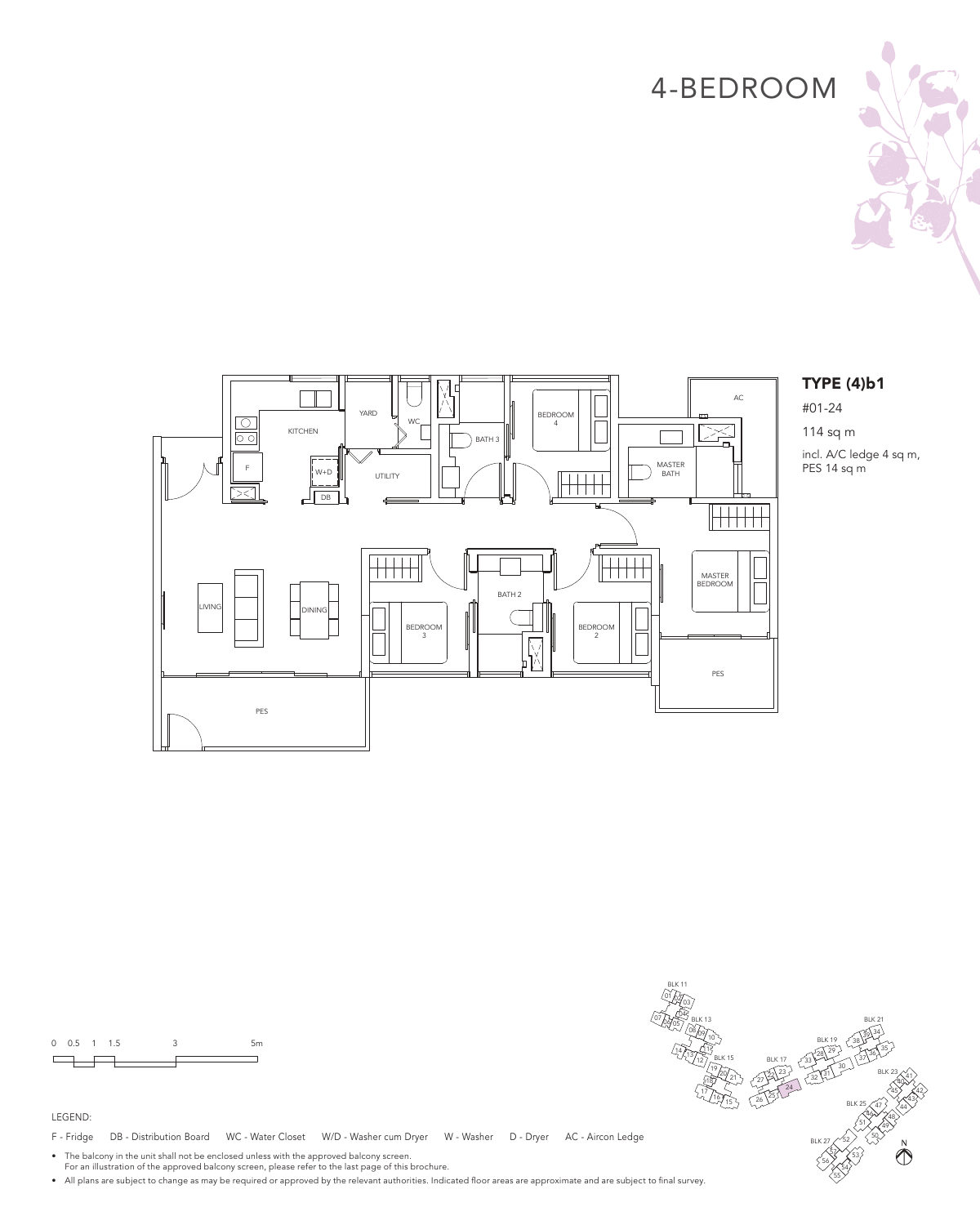# 4-BEDROOM

## TYPE (4)b1

#01-24

114 sq m

incl. A/C ledge 4 sq m, PES 14 sq m

KITCHEN

YARD

WC

BATH 3

BEDROOM 4

AC

MASTER BATH

F

W+D

DB

UTILITY

MASTER BEDROOM

LIVING

DINING

BEDROOM 3

BATH 2

BEDROOM 2

PES

PES

0 0.5 1 1.5 3 5m

BLK 11 BLK 13 BLK 15 BLK 17 BLK 19 BLK 21 BLK 23 BLK 25 BLK 27

N

LEGEND:

F - Fridge DB - Distribution Board WC - Water Closet W/D - Washer cum Dryer W - Washer D - Dryer AC - Aircon Ledge

- The balcony in the unit shall not be enclosed unless with the approved balcony screen. For an illustration of the approved balcony screen, please refer to the last page of this brochure.
- All plans are subject to change as may be required or approved by the relevant authorities. Indicated floor areas are approximate and are subject to final survey.